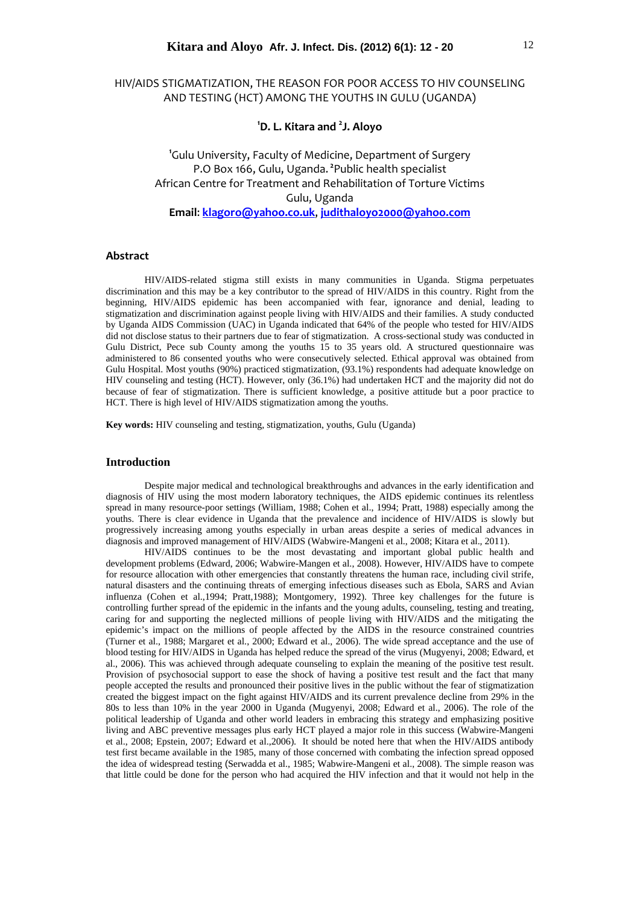# HIV/AIDS STIGMATIZATION, THE REASON FOR POOR ACCESS TO HIV COUNSELING AND TESTING (HCT) AMONG THE YOUTHS IN GULU (UGANDA)

**[1]D. L. Kitara and [2]J. Aloyo**

[1]Gulu University, Faculty of Medicine, Department of Surgery P.O Box 166, Gulu, Uganda. [2]Public health specialist African Centre for Treatment and Rehabilitation of Torture Victims Gulu, Uganda

**Email**: klagoro@yahoo.co.uk, judithaloyo2000@yahoo.com

## Abstract

HIV/AIDS-related stigma still exists in many communities in Uganda. Stigma perpetuates discrimination and this may be a key contributor to the spread of HIV/AIDS in this country. Right from the beginning, HIV/AIDS epidemic has been accompanied with fear, ignorance and denial, leading to stigmatization and discrimination against people living with HIV/AIDS and their families. A study conducted by Uganda AIDS Commission (UAC) in Uganda indicated that 64% of the people who tested for HIV/AIDS did not disclose status to their partners due to fear of stigmatization. A cross-sectional study was conducted in Gulu District, Pece sub County among the youths 15 to 35 years old. A structured questionnaire was administered to 86 consented youths who were consecutively selected. Ethical approval was obtained from Gulu Hospital. Most youths (90%) practiced stigmatization, (93.1%) respondents had adequate knowledge on HIV counseling and testing (HCT). However, only (36.1%) had undertaken HCT and the majority did not do because of fear of stigmatization. There is sufficient knowledge, a positive attitude but a poor practice to HCT. There is high level of HIV/AIDS stigmatization among the youths.

**Key words:** HIV counseling and testing, stigmatization, youths, Gulu (Uganda)

## Introduction

Despite major medical and technological breakthroughs and advances in the early identification and diagnosis of HIV using the most modern laboratory techniques, the AIDS epidemic continues its relentless spread in many resource-poor settings (William, 1988; Cohen et al., 1994; Pratt, 1988) especially among the youths. There is clear evidence in Uganda that the prevalence and incidence of HIV/AIDS is slowly but progressively increasing among youths especially in urban areas despite a series of medical advances in diagnosis and improved management of HIV/AIDS (Wabwire-Mangeni et al., 2008; Kitara et al., 2011).

HIV/AIDS continues to be the most devastating and important global public health and development problems (Edward, 2006; Wabwire-Mangen et al., 2008). However, HIV/AIDS have to compete for resource allocation with other emergencies that constantly threatens the human race, including civil strife, natural disasters and the continuing threats of emerging infectious diseases such as Ebola, SARS and Avian influenza (Cohen et al.,1994; Pratt,1988); Montgomery, 1992). Three key challenges for the future is controlling further spread of the epidemic in the infants and the young adults, counseling, testing and treating, caring for and supporting the neglected millions of people living with HIV/AIDS and the mitigating the epidemic's impact on the millions of people affected by the AIDS in the resource constrained countries (Turner et al., 1988; Margaret et al., 2000; Edward et al., 2006). The wide spread acceptance and the use of blood testing for HIV/AIDS in Uganda has helped reduce the spread of the virus (Mugyenyi, 2008; Edward, et al., 2006). This was achieved through adequate counseling to explain the meaning of the positive test result. Provision of psychosocial support to ease the shock of having a positive test result and the fact that many people accepted the results and pronounced their positive lives in the public without the fear of stigmatization created the biggest impact on the fight against HIV/AIDS and its current prevalence decline from 29% in the 80s to less than 10% in the year 2000 in Uganda (Mugyenyi, 2008; Edward et al., 2006). The role of the political leadership of Uganda and other world leaders in embracing this strategy and emphasizing positive living and ABC preventive messages plus early HCT played a major role in this success (Wabwire-Mangeni et al., 2008; Epstein, 2007; Edward et al.,2006). It should be noted here that when the HIV/AIDS antibody test first became available in the 1985, many of those concerned with combating the infection spread opposed the idea of widespread testing (Serwadda et al., 1985; Wabwire-Mangeni et al., 2008). The simple reason was that little could be done for the person who had acquired the HIV infection and that it would not help in the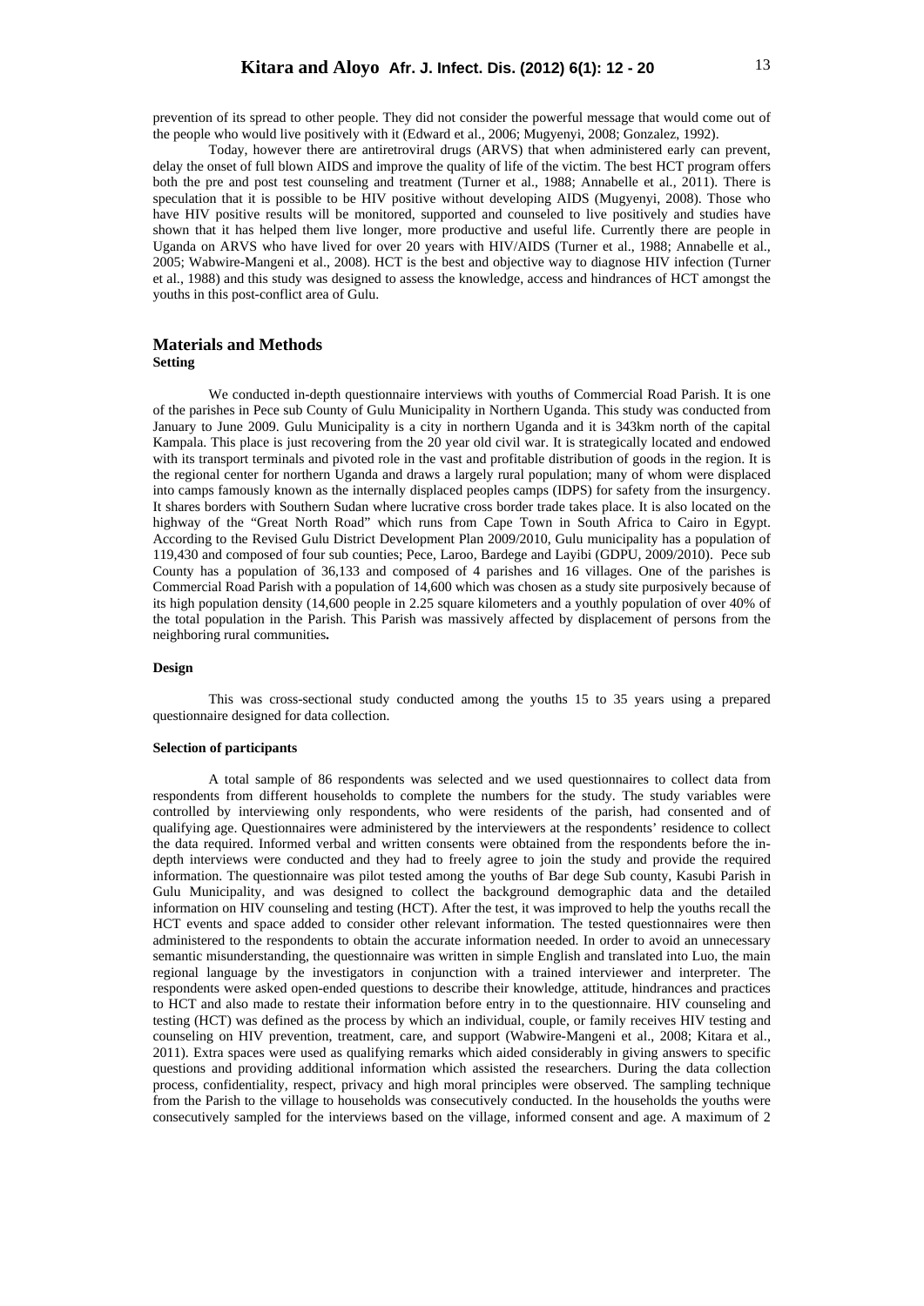prevention of its spread to other people. They did not consider the powerful message that would come out of the people who would live positively with it (Edward et al., 2006; Mugyenyi, 2008; Gonzalez, 1992).

Today, however there are antiretroviral drugs (ARVS) that when administered early can prevent, delay the onset of full blown AIDS and improve the quality of life of the victim. The best HCT program offers both the pre and post test counseling and treatment (Turner et al., 1988; Annabelle et al., 2011). There is speculation that it is possible to be HIV positive without developing AIDS (Mugyenyi, 2008). Those who have HIV positive results will be monitored, supported and counseled to live positively and studies have shown that it has helped them live longer, more productive and useful life. Currently there are people in Uganda on ARVS who have lived for over 20 years with HIV/AIDS (Turner et al., 1988; Annabelle et al., 2005; Wabwire-Mangeni et al., 2008). HCT is the best and objective way to diagnose HIV infection (Turner et al., 1988) and this study was designed to assess the knowledge, access and hindrances of HCT amongst the youths in this post-conflict area of Gulu.

## Materials and Methods

### Setting

We conducted in-depth questionnaire interviews with youths of Commercial Road Parish. It is one of the parishes in Pece sub County of Gulu Municipality in Northern Uganda. This study was conducted from January to June 2009. Gulu Municipality is a city in northern Uganda and it is 343km north of the capital Kampala. This place is just recovering from the 20 year old civil war. It is strategically located and endowed with its transport terminals and pivoted role in the vast and profitable distribution of goods in the region. It is the regional center for northern Uganda and draws a largely rural population; many of whom were displaced into camps famously known as the internally displaced peoples camps (IDPS) for safety from the insurgency. It shares borders with Southern Sudan where lucrative cross border trade takes place. It is also located on the highway of the "Great North Road" which runs from Cape Town in South Africa to Cairo in Egypt. According to the Revised Gulu District Development Plan 2009/2010, Gulu municipality has a population of 119,430 and composed of four sub counties; Pece, Laroo, Bardege and Layibi (GDPU, 2009/2010). Pece sub County has a population of 36,133 and composed of 4 parishes and 16 villages. One of the parishes is Commercial Road Parish with a population of 14,600 which was chosen as a study site purposively because of its high population density (14,600 people in 2.25 square kilometers and a youthly population of over 40% of the total population in the Parish. This Parish was massively affected by displacement of persons from the neighboring rural communities**.**

### Design

This was cross-sectional study conducted among the youths 15 to 35 years using a prepared questionnaire designed for data collection.

### Selection of participants

A total sample of 86 respondents was selected and we used questionnaires to collect data from respondents from different households to complete the numbers for the study. The study variables were controlled by interviewing only respondents, who were residents of the parish, had consented and of qualifying age. Questionnaires were administered by the interviewers at the respondents' residence to collect the data required. Informed verbal and written consents were obtained from the respondents before the in-depth interviews were conducted and they had to freely agree to join the study and provide the required information. The questionnaire was pilot tested among the youths of Bar dege Sub county, Kasubi Parish in Gulu Municipality, and was designed to collect the background demographic data and the detailed information on HIV counseling and testing (HCT). After the test, it was improved to help the youths recall the HCT events and space added to consider other relevant information. The tested questionnaires were then administered to the respondents to obtain the accurate information needed. In order to avoid an unnecessary semantic misunderstanding, the questionnaire was written in simple English and translated into Luo, the main regional language by the investigators in conjunction with a trained interviewer and interpreter. The respondents were asked open-ended questions to describe their knowledge, attitude, hindrances and practices to HCT and also made to restate their information before entry in to the questionnaire. HIV counseling and testing (HCT) was defined as the process by which an individual, couple, or family receives HIV testing and counseling on HIV prevention, treatment, care, and support (Wabwire-Mangeni et al., 2008; Kitara et al., 2011). Extra spaces were used as qualifying remarks which aided considerably in giving answers to specific questions and providing additional information which assisted the researchers. During the data collection process, confidentiality, respect, privacy and high moral principles were observed. The sampling technique from the Parish to the village to households was consecutively conducted. In the households the youths were consecutively sampled for the interviews based on the village, informed consent and age. A maximum of 2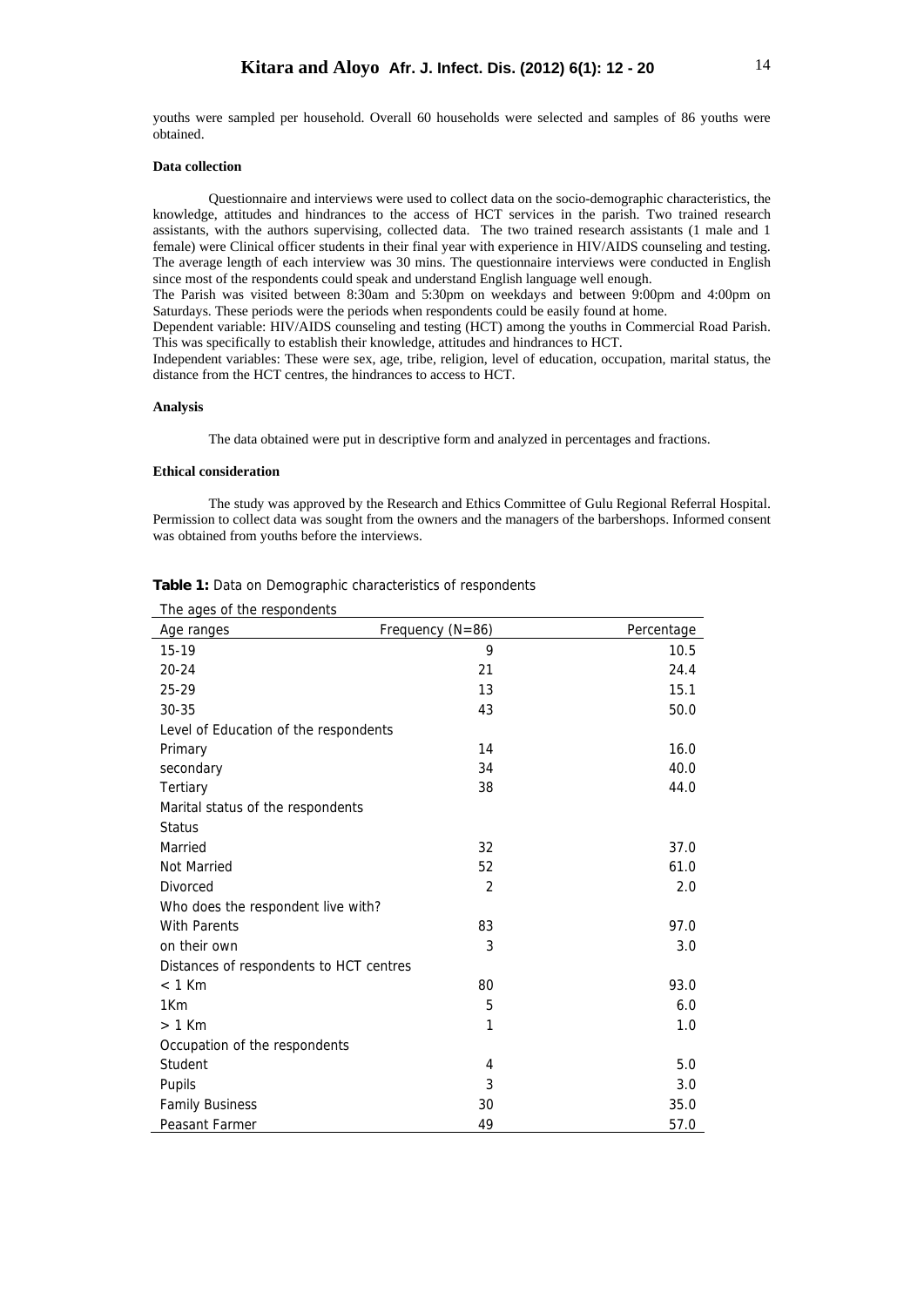youths were sampled per household. Overall 60 households were selected and samples of 86 youths were obtained.

### Data collection

Questionnaire and interviews were used to collect data on the socio-demographic characteristics, the knowledge, attitudes and hindrances to the access of HCT services in the parish. Two trained research assistants, with the authors supervising, collected data. The two trained research assistants (1 male and 1 female) were Clinical officer students in their final year with experience in HIV/AIDS counseling and testing. The average length of each interview was 30 mins. The questionnaire interviews were conducted in English since most of the respondents could speak and understand English language well enough.

The Parish was visited between 8:30am and 5:30pm on weekdays and between 9:00pm and 4:00pm on Saturdays. These periods were the periods when respondents could be easily found at home.

Dependent variable: HIV/AIDS counseling and testing (HCT) among the youths in Commercial Road Parish. This was specifically to establish their knowledge, attitudes and hindrances to HCT.

Independent variables: These were sex, age, tribe, religion, level of education, occupation, marital status, the distance from the HCT centres, the hindrances to access to HCT.

### Analysis

The data obtained were put in descriptive form and analyzed in percentages and fractions.

### Ethical consideration

The study was approved by the Research and Ethics Committee of Gulu Regional Referral Hospital. Permission to collect data was sought from the owners and the managers of the barbershops. Informed consent was obtained from youths before the interviews.

**Table 1:** Data on Demographic characteristics of respondents

| The ages of the respondents | | |
|---|---|---|
| Age ranges | Frequency (N=86) | Percentage |
| 15-19 | 9 | 10.5 |
| 20-24 | 21 | 24.4 |
| 25-29 | 13 | 15.1 |
| 30-35 | 43 | 50.0 |
| Level of Education of the respondents | | |
| Primary | 14 | 16.0 |
| secondary | 34 | 40.0 |
| Tertiary | 38 | 44.0 |
| Marital status of the respondents | | |
| Status | | |
| Married | 32 | 37.0 |
| Not Married | 52 | 61.0 |
| Divorced | 2 | 2.0 |
| Who does the respondent live with? | | |
| With Parents | 83 | 97.0 |
| on their own | 3 | 3.0 |
| Distances of respondents to HCT centres | | |
| < 1 Km | 80 | 93.0 |
| 1Km | 5 | 6.0 |
| > 1 Km | 1 | 1.0 |
| Occupation of the respondents | | |
| Student | 4 | 5.0 |
| Pupils | 3 | 3.0 |
| Family Business | 30 | 35.0 |
| Peasant Farmer | 49 | 57.0 |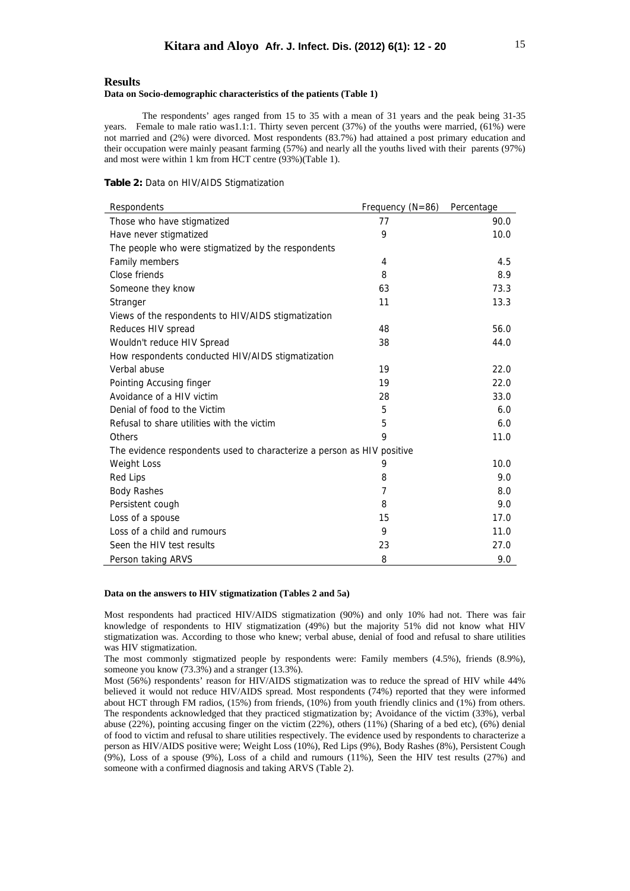## Results

### Data on Socio-demographic characteristics of the patients (Table 1)

The respondents' ages ranged from 15 to 35 with a mean of 31 years and the peak being 31-35 years. Female to male ratio was1.1:1. Thirty seven percent (37%) of the youths were married, (61%) were not married and (2%) were divorced. Most respondents (83.7%) had attained a post primary education and their occupation were mainly peasant farming (57%) and nearly all the youths lived with their parents (97%) and most were within 1 km from HCT centre (93%)(Table 1).

**Table 2:** Data on HIV/AIDS Stigmatization

| Respondents | Frequency (N=86) | Percentage |
|---|---|---|
| Those who have stigmatized | 77 | 90.0 |
| Have never stigmatized | 9 | 10.0 |
| The people who were stigmatized by the respondents | | |
| Family members | 4 | 4.5 |
| Close friends | 8 | 8.9 |
| Someone they know | 63 | 73.3 |
| Stranger | 11 | 13.3 |
| Views of the respondents to HIV/AIDS stigmatization | | |
| Reduces HIV spread | 48 | 56.0 |
| Wouldn't reduce HIV Spread | 38 | 44.0 |
| How respondents conducted HIV/AIDS stigmatization | | |
| Verbal abuse | 19 | 22.0 |
| Pointing Accusing finger | 19 | 22.0 |
| Avoidance of a HIV victim | 28 | 33.0 |
| Denial of food to the Victim | 5 | 6.0 |
| Refusal to share utilities with the victim | 5 | 6.0 |
| Others | 9 | 11.0 |
| The evidence respondents used to characterize a person as HIV positive | | |
| Weight Loss | 9 | 10.0 |
| Red Lips | 8 | 9.0 |
| Body Rashes | 7 | 8.0 |
| Persistent cough | 8 | 9.0 |
| Loss of a spouse | 15 | 17.0 |
| Loss of a child and rumours | 9 | 11.0 |
| Seen the HIV test results | 23 | 27.0 |
| Person taking ARVS | 8 | 9.0 |

### Data on the answers to HIV stigmatization (Tables 2 and 5a)

Most respondents had practiced HIV/AIDS stigmatization (90%) and only 10% had not. There was fair knowledge of respondents to HIV stigmatization (49%) but the majority 51% did not know what HIV stigmatization was. According to those who knew; verbal abuse, denial of food and refusal to share utilities was HIV stigmatization.

The most commonly stigmatized people by respondents were: Family members (4.5%), friends (8.9%), someone you know (73.3%) and a stranger (13.3%).

Most (56%) respondents' reason for HIV/AIDS stigmatization was to reduce the spread of HIV while 44% believed it would not reduce HIV/AIDS spread. Most respondents (74%) reported that they were informed about HCT through FM radios, (15%) from friends, (10%) from youth friendly clinics and (1%) from others. The respondents acknowledged that they practiced stigmatization by; Avoidance of the victim (33%), verbal abuse (22%), pointing accusing finger on the victim (22%), others (11%) (Sharing of a bed etc), (6%) denial of food to victim and refusal to share utilities respectively. The evidence used by respondents to characterize a person as HIV/AIDS positive were; Weight Loss (10%), Red Lips (9%), Body Rashes (8%), Persistent Cough (9%), Loss of a spouse (9%), Loss of a child and rumours (11%), Seen the HIV test results (27%) and someone with a confirmed diagnosis and taking ARVS (Table 2).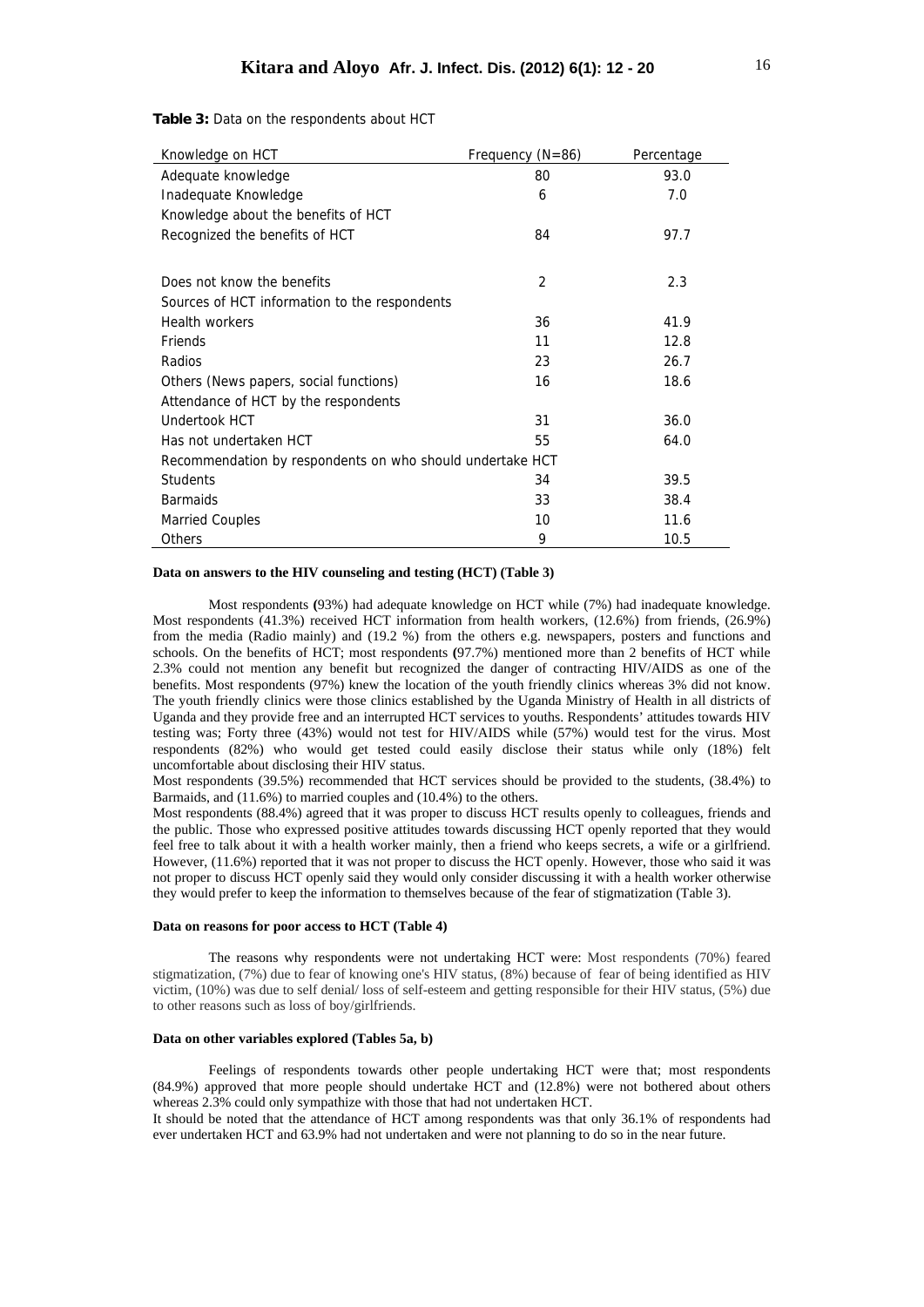**Table 3:** Data on the respondents about HCT

| Knowledge on HCT | Frequency (N=86) | Percentage |
|---|---|---|
| Adequate knowledge | 80 | 93.0 |
| Inadequate Knowledge | 6 | 7.0 |
| Knowledge about the benefits of HCT | | |
| Recognized the benefits of HCT | 84 | 97.7 |
| Does not know the benefits | 2 | 2.3 |
| Sources of HCT information to the respondents | | |
| Health workers | 36 | 41.9 |
| Friends | 11 | 12.8 |
| Radios | 23 | 26.7 |
| Others (News papers, social functions) | 16 | 18.6 |
| Attendance of HCT by the respondents | | |
| Undertook HCT | 31 | 36.0 |
| Has not undertaken HCT | 55 | 64.0 |
| Recommendation by respondents on who should undertake HCT | | |
| Students | 34 | 39.5 |
| Barmaids | 33 | 38.4 |
| Married Couples | 10 | 11.6 |
| Others | 9 | 10.5 |

**Data on answers to the HIV counseling and testing (HCT) (Table 3)**

Most respondents **(**93%) had adequate knowledge on HCT while (7%) had inadequate knowledge. Most respondents (41.3%) received HCT information from health workers, (12.6%) from friends, (26.9%) from the media (Radio mainly) and (19.2 %) from the others e.g. newspapers, posters and functions and schools. On the benefits of HCT; most respondents **(**97.7%) mentioned more than 2 benefits of HCT while 2.3% could not mention any benefit but recognized the danger of contracting HIV/AIDS as one of the benefits. Most respondents (97%) knew the location of the youth friendly clinics whereas 3% did not know. The youth friendly clinics were those clinics established by the Uganda Ministry of Health in all districts of Uganda and they provide free and an interrupted HCT services to youths. Respondents' attitudes towards HIV testing was; Forty three (43%) would not test for HIV/AIDS while (57%) would test for the virus. Most respondents (82%) who would get tested could easily disclose their status while only (18%) felt uncomfortable about disclosing their HIV status.

Most respondents (39.5%) recommended that HCT services should be provided to the students, (38.4%) to Barmaids, and (11.6%) to married couples and (10.4%) to the others.

Most respondents (88.4%) agreed that it was proper to discuss HCT results openly to colleagues, friends and the public. Those who expressed positive attitudes towards discussing HCT openly reported that they would feel free to talk about it with a health worker mainly, then a friend who keeps secrets, a wife or a girlfriend. However, (11.6%) reported that it was not proper to discuss the HCT openly. However, those who said it was not proper to discuss HCT openly said they would only consider discussing it with a health worker otherwise they would prefer to keep the information to themselves because of the fear of stigmatization (Table 3).

**Data on reasons for poor access to HCT (Table 4)**

The reasons why respondents were not undertaking HCT were: Most respondents (70%) feared stigmatization, (7%) due to fear of knowing one's HIV status, (8%) because of fear of being identified as HIV victim, (10%) was due to self denial/ loss of self-esteem and getting responsible for their HIV status, (5%) due to other reasons such as loss of boy/girlfriends.

**Data on other variables explored (Tables 5a, b)**

Feelings of respondents towards other people undertaking HCT were that; most respondents (84.9%) approved that more people should undertake HCT and (12.8%) were not bothered about others whereas 2.3% could only sympathize with those that had not undertaken HCT.

It should be noted that the attendance of HCT among respondents was that only 36.1% of respondents had ever undertaken HCT and 63.9% had not undertaken and were not planning to do so in the near future.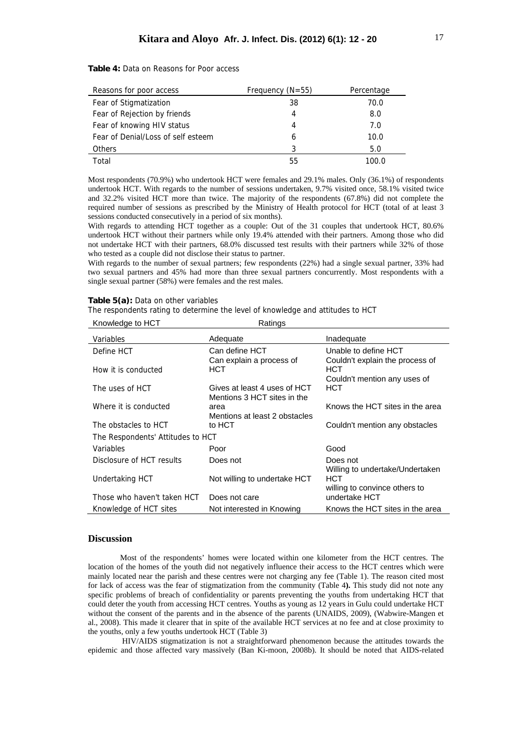**Table 4:** Data on Reasons for Poor access

| Reasons for poor access | Frequency (N=55) | Percentage |
|---|---|---|
| Fear of Stigmatization | 38 | 70.0 |
| Fear of Rejection by friends | 4 | 8.0 |
| Fear of knowing HIV status | 4 | 7.0 |
| Fear of Denial/Loss of self esteem | 6 | 10.0 |
| Others | 3 | 5.0 |
| Total | 55 | 100.0 |

Most respondents (70.9%) who undertook HCT were females and 29.1% males. Only (36.1%) of respondents undertook HCT. With regards to the number of sessions undertaken, 9.7% visited once, 58.1% visited twice and 32.2% visited HCT more than twice. The majority of the respondents (67.8%) did not complete the required number of sessions as prescribed by the Ministry of Health protocol for HCT (total of at least 3 sessions conducted consecutively in a period of six months).

With regards to attending HCT together as a couple: Out of the 31 couples that undertook HCT, 80.6% undertook HCT without their partners while only 19.4% attended with their partners. Among those who did not undertake HCT with their partners, 68.0% discussed test results with their partners while 32% of those who tested as a couple did not disclose their status to partner.

With regards to the number of sexual partners; few respondents (22%) had a single sexual partner, 33% had two sexual partners and 45% had more than three sexual partners concurrently. Most respondents with a single sexual partner (58%) were females and the rest males.

**Table 5(a):** Data on other variables

The respondents rating to determine the level of knowledge and attitudes to HCT

| Knowledge to HCT | Ratings | |
|---|---|---|
| Variables | Adequate | Inadequate |
| Define HCT | Can define HCT | Unable to define HCT |
| How it is conducted | Can explain a process of HCT | Couldn't explain the process of HCT |
| The uses of HCT | Gives at least 4 uses of HCT | Couldn't mention any uses of HCT |
| Where it is conducted | Mentions 3 HCT sites in the area | Knows the HCT sites in the area |
| The obstacles to HCT | Mentions at least 2 obstacles to HCT | Couldn't mention any obstacles |
| The Respondents' Attitudes to HCT | | |
| Variables | Poor | Good |
| Disclosure of HCT results | Does not | Does not |
| Undertaking HCT | Not willing to undertake HCT | Willing to undertake/Undertaken HCT |
| Those who haven't taken HCT | Does not care | willing to convince others to undertake HCT |
| Knowledge of HCT sites | Not interested in Knowing | Knows the HCT sites in the area |

## Discussion

Most of the respondents' homes were located within one kilometer from the HCT centres. The location of the homes of the youth did not negatively influence their access to the HCT centres which were mainly located near the parish and these centres were not charging any fee (Table 1). The reason cited most for lack of access was the fear of stigmatization from the community (Table 4**).** This study did not note any specific problems of breach of confidentiality or parents preventing the youths from undertaking HCT that could deter the youth from accessing HCT centres. Youths as young as 12 years in Gulu could undertake HCT without the consent of the parents and in the absence of the parents (UNAIDS, 2009), (Wabwire-Mangen et al., 2008). This made it clearer that in spite of the available HCT services at no fee and at close proximity to the youths, only a few youths undertook HCT (Table 3)

HIV/AIDS stigmatization is not a straightforward phenomenon because the attitudes towards the epidemic and those affected vary massively (Ban Ki-moon, 2008b). It should be noted that AIDS-related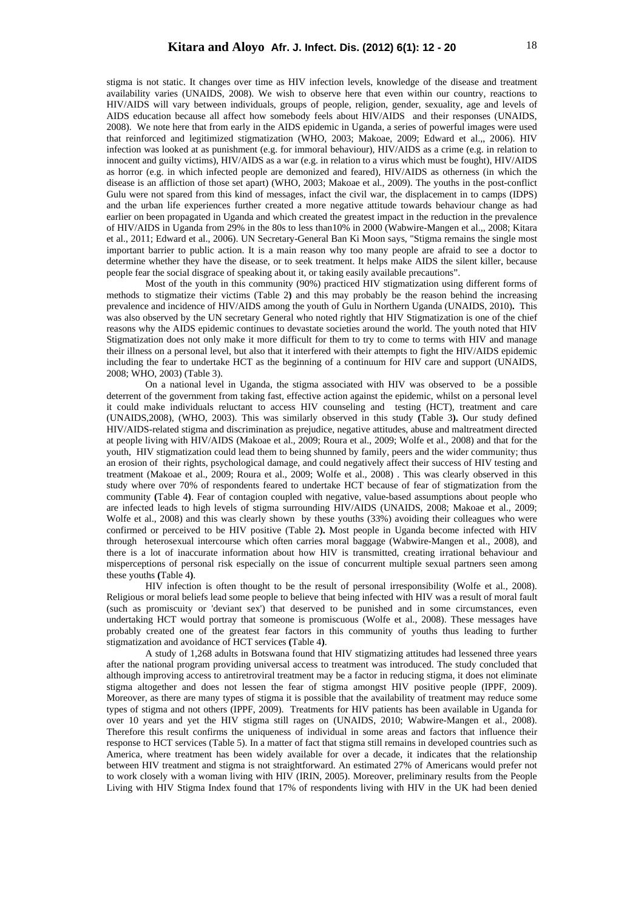stigma is not static. It changes over time as HIV infection levels, knowledge of the disease and treatment availability varies (UNAIDS, 2008). We wish to observe here that even within our country, reactions to HIV/AIDS will vary between individuals, groups of people, religion, gender, sexuality, age and levels of AIDS education because all affect how somebody feels about HIV/AIDS and their responses (UNAIDS, 2008). We note here that from early in the AIDS epidemic in Uganda, a series of powerful images were used that reinforced and legitimized stigmatization (WHO, 2003; Makoae, 2009; Edward et al.,, 2006). HIV infection was looked at as punishment (e.g. for immoral behaviour), HIV/AIDS as a crime (e.g. in relation to innocent and guilty victims), HIV/AIDS as a war (e.g. in relation to a virus which must be fought), HIV/AIDS as horror (e.g. in which infected people are demonized and feared), HIV/AIDS as otherness (in which the disease is an affliction of those set apart) (WHO, 2003; Makoae et al., 2009). The youths in the post-conflict Gulu were not spared from this kind of messages, infact the civil war, the displacement in to camps (IDPS) and the urban life experiences further created a more negative attitude towards behaviour change as had earlier on been propagated in Uganda and which created the greatest impact in the reduction in the prevalence of HIV/AIDS in Uganda from 29% in the 80s to less than10% in 2000 (Wabwire-Mangen et al.,, 2008; Kitara et al., 2011; Edward et al., 2006). UN Secretary-General Ban Ki Moon says, "Stigma remains the single most important barrier to public action. It is a main reason why too many people are afraid to see a doctor to determine whether they have the disease, or to seek treatment. It helps make AIDS the silent killer, because people fear the social disgrace of speaking about it, or taking easily available precautions".

Most of the youth in this community (90%) practiced HIV stigmatization using different forms of methods to stigmatize their victims (Table 2**)** and this may probably be the reason behind the increasing prevalence and incidence of HIV/AIDS among the youth of Gulu in Northern Uganda (UNAIDS, 2010)**.** This was also observed by the UN secretary General who noted rightly that HIV Stigmatization is one of the chief reasons why the AIDS epidemic continues to devastate societies around the world. The youth noted that HIV Stigmatization does not only make it more difficult for them to try to come to terms with HIV and manage their illness on a personal level, but also that it interfered with their attempts to fight the HIV/AIDS epidemic including the fear to undertake HCT as the beginning of a continuum for HIV care and support (UNAIDS, 2008; WHO, 2003) (Table 3).

On a national level in Uganda, the stigma associated with HIV was observed to be a possible deterrent of the government from taking fast, effective action against the epidemic, whilst on a personal level it could make individuals reluctant to access HIV counseling and testing (HCT), treatment and care (UNAIDS,2008), (WHO, 2003). This was similarly observed in this study **(**Table 3**).** Our study defined HIV/AIDS-related stigma and discrimination as prejudice, negative attitudes, abuse and maltreatment directed at people living with HIV/AIDS (Makoae et al., 2009; Roura et al., 2009; Wolfe et al., 2008) and that for the youth, HIV stigmatization could lead them to being shunned by family, peers and the wider community; thus an erosion of their rights, psychological damage, and could negatively affect their success of HIV testing and treatment (Makoae et al., 2009; Roura et al., 2009; Wolfe et al., 2008) . This was clearly observed in this study where over 70% of respondents feared to undertake HCT because of fear of stigmatization from the community **(**Table 4**)**. Fear of contagion coupled with negative, value-based assumptions about people who are infected leads to high levels of stigma surrounding HIV/AIDS (UNAIDS, 2008; Makoae et al., 2009; Wolfe et al., 2008) and this was clearly shown by these youths (33%) avoiding their colleagues who were confirmed or perceived to be HIV positive (Table 2**).** Most people in Uganda become infected with HIV through heterosexual intercourse which often carries moral baggage (Wabwire-Mangen et al., 2008), and there is a lot of inaccurate information about how HIV is transmitted, creating irrational behaviour and misperceptions of personal risk especially on the issue of concurrent multiple sexual partners seen among these youths **(**Table 4**)**.

HIV infection is often thought to be the result of personal irresponsibility (Wolfe et al., 2008). Religious or moral beliefs lead some people to believe that being infected with HIV was a result of moral fault (such as promiscuity or 'deviant sex') that deserved to be punished and in some circumstances, even undertaking HCT would portray that someone is promiscuous (Wolfe et al., 2008). These messages have probably created one of the greatest fear factors in this community of youths thus leading to further stigmatization and avoidance of HCT services **(**Table 4**)**.

A study of 1,268 adults in Botswana found that HIV stigmatizing attitudes had lessened three years after the national program providing universal access to treatment was introduced. The study concluded that although improving access to antiretroviral treatment may be a factor in reducing stigma, it does not eliminate stigma altogether and does not lessen the fear of stigma amongst HIV positive people (IPPF, 2009). Moreover, as there are many types of stigma it is possible that the availability of treatment may reduce some types of stigma and not others (IPPF, 2009). Treatments for HIV patients has been available in Uganda for over 10 years and yet the HIV stigma still rages on (UNAIDS, 2010; Wabwire-Mangen et al., 2008). Therefore this result confirms the uniqueness of individual in some areas and factors that influence their response to HCT services (Table 5). In a matter of fact that stigma still remains in developed countries such as America, where treatment has been widely available for over a decade, it indicates that the relationship between HIV treatment and stigma is not straightforward. An estimated 27% of Americans would prefer not to work closely with a woman living with HIV (IRIN, 2005). Moreover, preliminary results from the People Living with HIV Stigma Index found that 17% of respondents living with HIV in the UK had been denied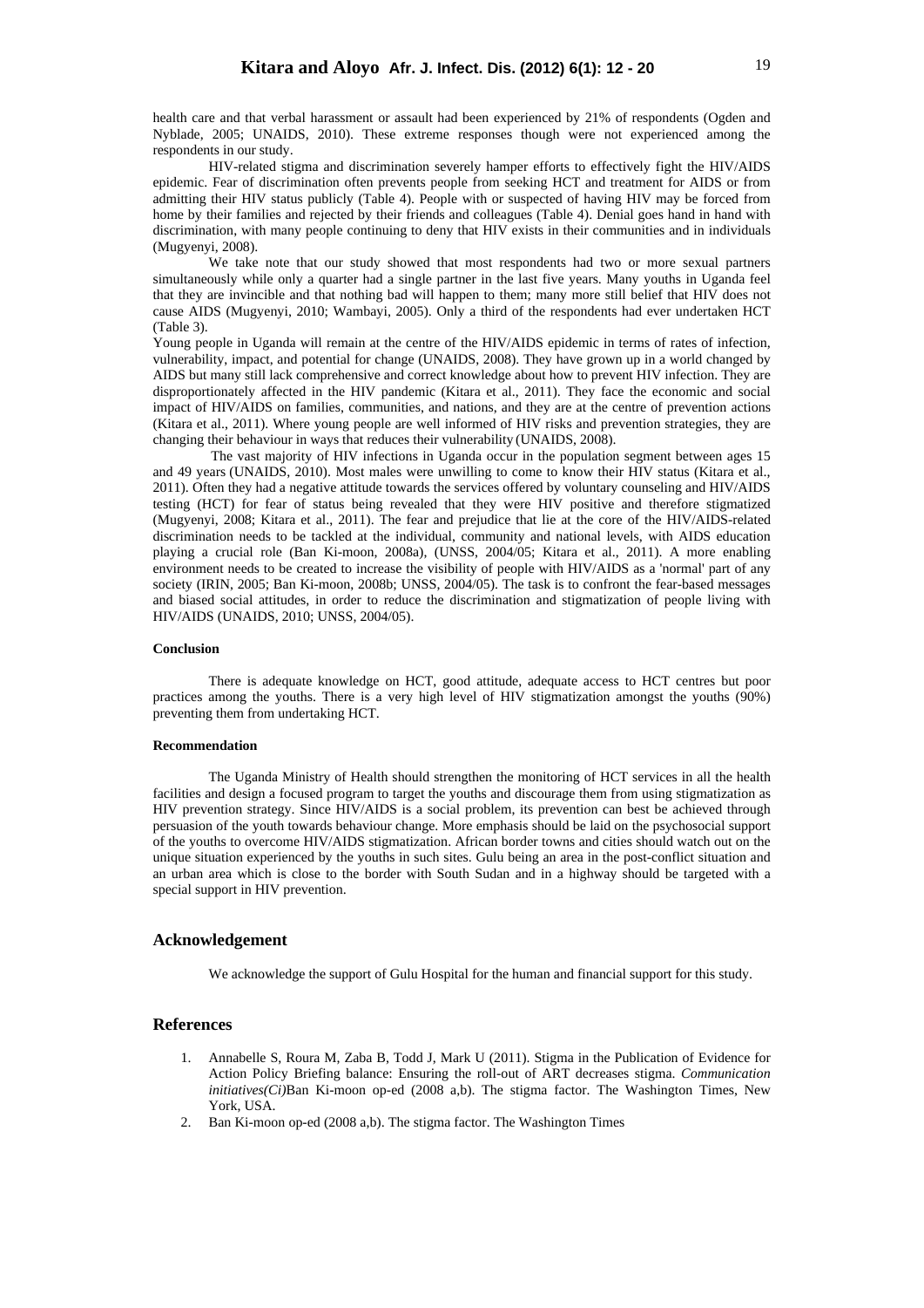health care and that verbal harassment or assault had been experienced by 21% of respondents (Ogden and Nyblade, 2005; UNAIDS, 2010). These extreme responses though were not experienced among the respondents in our study.

HIV-related stigma and discrimination severely hamper efforts to effectively fight the HIV/AIDS epidemic. Fear of discrimination often prevents people from seeking HCT and treatment for AIDS or from admitting their HIV status publicly (Table 4). People with or suspected of having HIV may be forced from home by their families and rejected by their friends and colleagues (Table 4). Denial goes hand in hand with discrimination, with many people continuing to deny that HIV exists in their communities and in individuals (Mugyenyi, 2008).

We take note that our study showed that most respondents had two or more sexual partners simultaneously while only a quarter had a single partner in the last five years. Many youths in Uganda feel that they are invincible and that nothing bad will happen to them; many more still belief that HIV does not cause AIDS (Mugyenyi, 2010; Wambayi, 2005). Only a third of the respondents had ever undertaken HCT (Table 3).

Young people in Uganda will remain at the centre of the HIV/AIDS epidemic in terms of rates of infection, vulnerability, impact, and potential for change (UNAIDS, 2008). They have grown up in a world changed by AIDS but many still lack comprehensive and correct knowledge about how to prevent HIV infection. They are disproportionately affected in the HIV pandemic (Kitara et al., 2011). They face the economic and social impact of HIV/AIDS on families, communities, and nations, and they are at the centre of prevention actions (Kitara et al., 2011). Where young people are well informed of HIV risks and prevention strategies, they are changing their behaviour in ways that reduces their vulnerability (UNAIDS, 2008).

The vast majority of HIV infections in Uganda occur in the population segment between ages 15 and 49 years (UNAIDS, 2010). Most males were unwilling to come to know their HIV status (Kitara et al., 2011). Often they had a negative attitude towards the services offered by voluntary counseling and HIV/AIDS testing (HCT) for fear of status being revealed that they were HIV positive and therefore stigmatized (Mugyenyi, 2008; Kitara et al., 2011). The fear and prejudice that lie at the core of the HIV/AIDS-related discrimination needs to be tackled at the individual, community and national levels, with AIDS education playing a crucial role (Ban Ki-moon, 2008a), (UNSS, 2004/05; Kitara et al., 2011). A more enabling environment needs to be created to increase the visibility of people with HIV/AIDS as a 'normal' part of any society (IRIN, 2005; Ban Ki-moon, 2008b; UNSS, 2004/05). The task is to confront the fear-based messages and biased social attitudes, in order to reduce the discrimination and stigmatization of people living with HIV/AIDS (UNAIDS, 2010; UNSS, 2004/05).

#### Conclusion

There is adequate knowledge on HCT, good attitude, adequate access to HCT centres but poor practices among the youths. There is a very high level of HIV stigmatization amongst the youths (90%) preventing them from undertaking HCT.

#### Recommendation

The Uganda Ministry of Health should strengthen the monitoring of HCT services in all the health facilities and design a focused program to target the youths and discourage them from using stigmatization as HIV prevention strategy. Since HIV/AIDS is a social problem, its prevention can best be achieved through persuasion of the youth towards behaviour change. More emphasis should be laid on the psychosocial support of the youths to overcome HIV/AIDS stigmatization. African border towns and cities should watch out on the unique situation experienced by the youths in such sites. Gulu being an area in the post-conflict situation and an urban area which is close to the border with South Sudan and in a highway should be targeted with a special support in HIV prevention.

## Acknowledgement

We acknowledge the support of Gulu Hospital for the human and financial support for this study.

## References

1. Annabelle S, Roura M, Zaba B, Todd J, Mark U (2011). Stigma in the Publication of Evidence for Action Policy Briefing balance: Ensuring the roll-out of ART decreases stigma. *Communication initiatives(Ci)*Ban Ki-moon op-ed (2008 a,b). The stigma factor. The Washington Times, New York, USA.
2. Ban Ki-moon op-ed (2008 a,b). The stigma factor. The Washington Times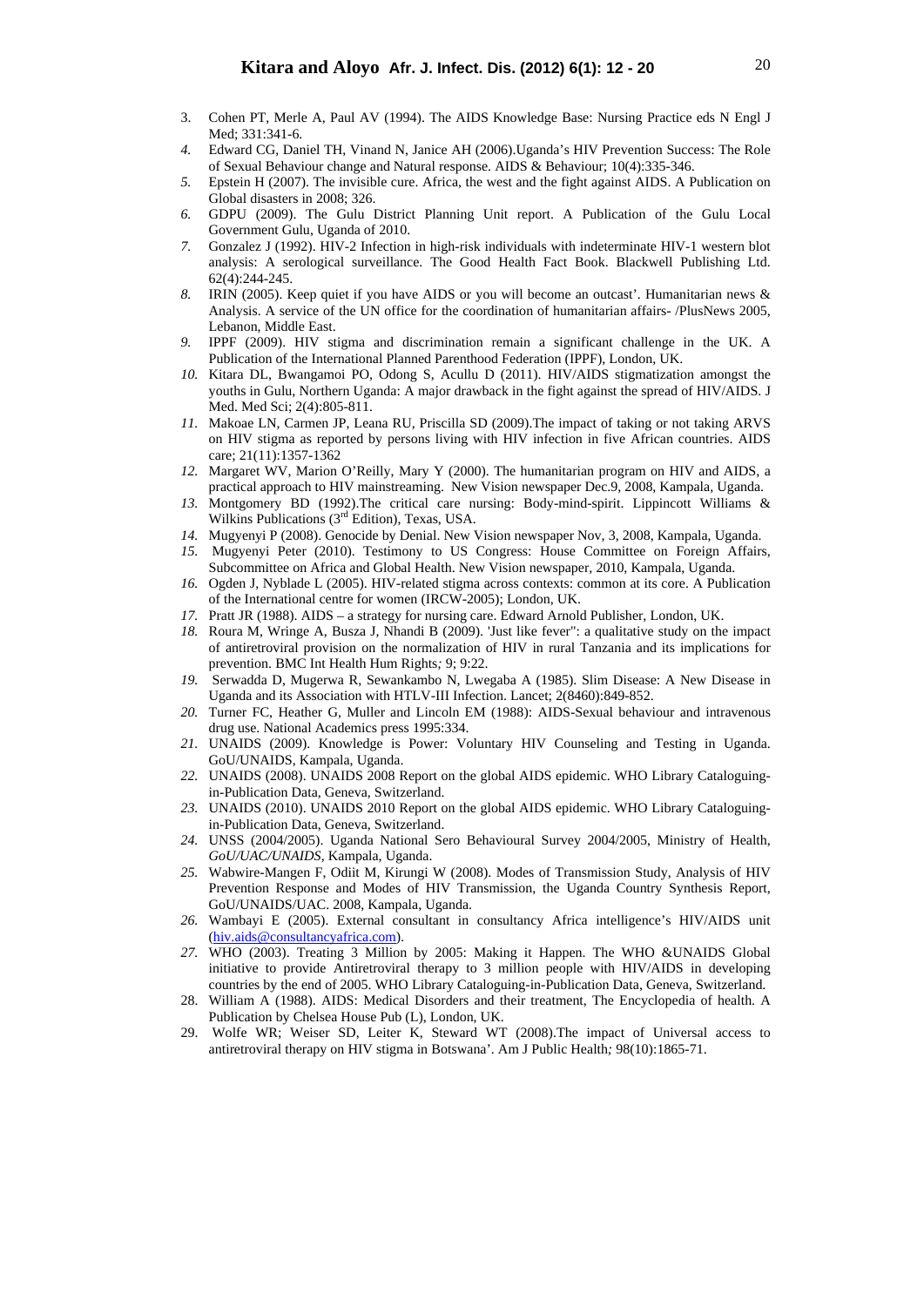3. Cohen PT, Merle A, Paul AV (1994). The AIDS Knowledge Base: Nursing Practice eds N Engl J Med; 331:341-6.
4. Edward CG, Daniel TH, Vinand N, Janice AH (2006).Uganda's HIV Prevention Success: The Role of Sexual Behaviour change and Natural response. AIDS & Behaviour; 10(4):335-346.
5. Epstein H (2007). The invisible cure. Africa, the west and the fight against AIDS. A Publication on Global disasters in 2008; 326.
6. GDPU (2009). The Gulu District Planning Unit report. A Publication of the Gulu Local Government Gulu, Uganda of 2010.
7. Gonzalez J (1992). HIV-2 Infection in high-risk individuals with indeterminate HIV-1 western blot analysis: A serological surveillance. The Good Health Fact Book. Blackwell Publishing Ltd. 62(4):244-245.
8. IRIN (2005). Keep quiet if you have AIDS or you will become an outcast'. Humanitarian news & Analysis. A service of the UN office for the coordination of humanitarian affairs- /PlusNews 2005, Lebanon, Middle East.
9. IPPF (2009). HIV stigma and discrimination remain a significant challenge in the UK. A Publication of the International Planned Parenthood Federation (IPPF), London, UK.
10. Kitara DL, Bwangamoi PO, Odong S, Acullu D (2011). HIV/AIDS stigmatization amongst the youths in Gulu, Northern Uganda: A major drawback in the fight against the spread of HIV/AIDS. J Med. Med Sci; 2(4):805-811.
11. Makoae LN, Carmen JP, Leana RU, Priscilla SD (2009).The impact of taking or not taking ARVS on HIV stigma as reported by persons living with HIV infection in five African countries. AIDS care; 21(11):1357-1362
12. Margaret WV, Marion O'Reilly, Mary Y (2000). The humanitarian program on HIV and AIDS, a practical approach to HIV mainstreaming. New Vision newspaper Dec.9, 2008, Kampala, Uganda.
13. Montgomery BD (1992).The critical care nursing: Body-mind-spirit. Lippincott Williams & Wilkins Publications (3rd Edition), Texas, USA.
14. Mugyenyi P (2008). Genocide by Denial. New Vision newspaper Nov, 3, 2008, Kampala, Uganda.
15. Mugyenyi Peter (2010). Testimony to US Congress: House Committee on Foreign Affairs, Subcommittee on Africa and Global Health. New Vision newspaper, 2010, Kampala, Uganda.
16. Ogden J, Nyblade L (2005). HIV-related stigma across contexts: common at its core. A Publication of the International centre for women (IRCW-2005); London, UK.
17. Pratt JR (1988). AIDS – a strategy for nursing care. Edward Arnold Publisher, London, UK.
18. Roura M, Wringe A, Busza J, Nhandi B (2009). 'Just like fever'': a qualitative study on the impact of antiretroviral provision on the normalization of HIV in rural Tanzania and its implications for prevention. BMC Int Health Hum Rights*;* 9; 9:22.
19. Serwadda D, Mugerwa R, Sewankambo N, Lwegaba A (1985). Slim Disease: A New Disease in Uganda and its Association with HTLV-III Infection. Lancet; 2(8460):849-852.
20. Turner FC, Heather G, Muller and Lincoln EM (1988): AIDS-Sexual behaviour and intravenous drug use. National Academics press 1995:334.
21. UNAIDS (2009). Knowledge is Power: Voluntary HIV Counseling and Testing in Uganda. GoU/UNAIDS, Kampala, Uganda.
22. UNAIDS (2008). UNAIDS 2008 Report on the global AIDS epidemic. WHO Library Cataloguing-in-Publication Data, Geneva, Switzerland.
23. UNAIDS (2010). UNAIDS 2010 Report on the global AIDS epidemic. WHO Library Cataloguing-in-Publication Data, Geneva, Switzerland.
24. UNSS (2004/2005). Uganda National Sero Behavioural Survey 2004/2005, Ministry of Health, *GoU/UAC/UNAIDS*, Kampala, Uganda.
25. Wabwire-Mangen F, Odiit M, Kirungi W (2008). Modes of Transmission Study, Analysis of HIV Prevention Response and Modes of HIV Transmission, the Uganda Country Synthesis Report, GoU/UNAIDS/UAC. 2008, Kampala, Uganda.
26. Wambayi E (2005). External consultant in consultancy Africa intelligence's HIV/AIDS unit (hiv.aids@consultancyafrica.com).
27. WHO (2003). Treating 3 Million by 2005: Making it Happen. The WHO &UNAIDS Global initiative to provide Antiretroviral therapy to 3 million people with HIV/AIDS in developing countries by the end of 2005. WHO Library Cataloguing-in-Publication Data, Geneva, Switzerland.
28. William A (1988). AIDS: Medical Disorders and their treatment, The Encyclopedia of health. A Publication by Chelsea House Pub (L), London, UK.
29. Wolfe WR; Weiser SD, Leiter K, Steward WT (2008).The impact of Universal access to antiretroviral therapy on HIV stigma in Botswana'. Am J Public Health*;* 98(10):1865-71.